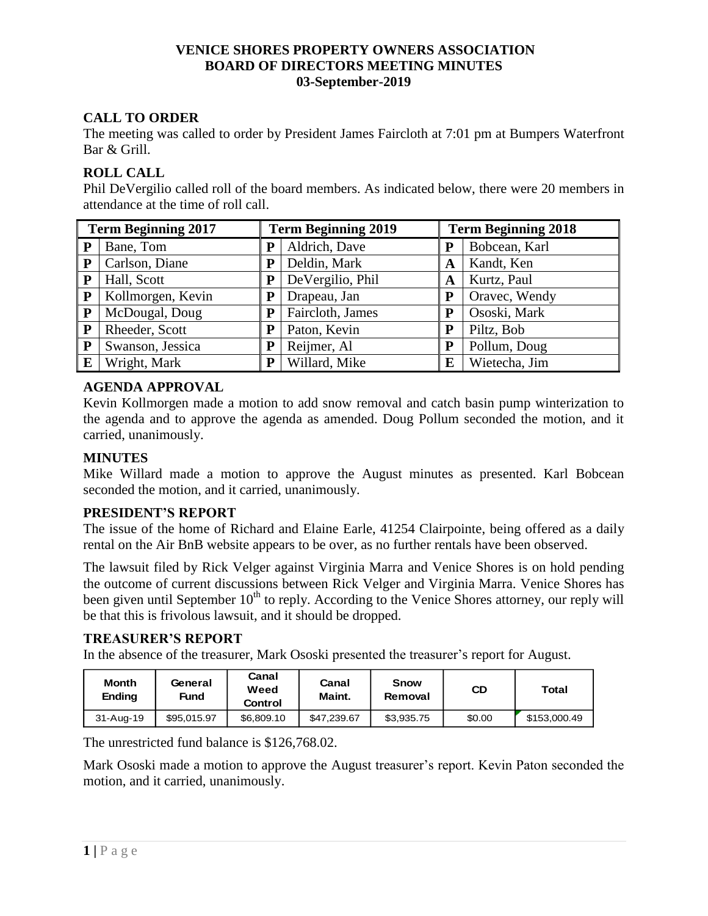# VENICE SHORES PROPERTY OWNERS ASSOCIATION
# BOARD OF DIRECTORS MEETING MINUTES
# 03-September-2019

## CALL TO ORDER

The meeting was called to order by President James Faircloth at 7:01 pm at Bumpers Waterfront Bar & Grill.

## ROLL CALL

Phil DeVergilio called roll of the board members. As indicated below, there were 20 members in attendance at the time of roll call.

| Term Beginning 2017 | | Term Beginning 2019 | | Term Beginning 2018 | |
|---|---|---|---|---|---|
| **P** | Bane, Tom | **P** | Aldrich, Dave | **P** | Bobcean, Karl |
| **P** | Carlson, Diane | **P** | Deldin, Mark | **A** | Kandt, Ken |
| **P** | Hall, Scott | **P** | DeVergilio, Phil | **A** | Kurtz, Paul |
| **P** | Kollmorgen, Kevin | **P** | Drapeau, Jan | **P** | Oravec, Wendy |
| **P** | McDougal, Doug | **P** | Faircloth, James | **P** | Ososki, Mark |
| **P** | Rheeder, Scott | **P** | Paton, Kevin | **P** | Piltz, Bob |
| **P** | Swanson, Jessica | **P** | Reijmer, Al | **P** | Pollum, Doug |
| **E** | Wright, Mark | **P** | Willard, Mike | **E** | Wietecha, Jim |

## AGENDA APPROVAL

Kevin Kollmorgen made a motion to add snow removal and catch basin pump winterization to the agenda and to approve the agenda as amended. Doug Pollum seconded the motion, and it carried, unanimously.

## MINUTES

Mike Willard made a motion to approve the August minutes as presented. Karl Bobcean seconded the motion, and it carried, unanimously.

## PRESIDENT'S REPORT

The issue of the home of Richard and Elaine Earle, 41254 Clairpointe, being offered as a daily rental on the Air BnB website appears to be over, as no further rentals have been observed.

The lawsuit filed by Rick Velger against Virginia Marra and Venice Shores is on hold pending the outcome of current discussions between Rick Velger and Virginia Marra. Venice Shores has been given until September 10th to reply. According to the Venice Shores attorney, our reply will be that this is frivolous lawsuit, and it should be dropped.

## TREASURER'S REPORT

In the absence of the treasurer, Mark Ososki presented the treasurer's report for August.

| Month Ending | General Fund | Canal Weed Control | Canal Maint. | Snow Removal | CD | Total |
|---|---|---|---|---|---|---|
| 31-Aug-19 | $95,015.97 | $6,809.10 | $47,239.67 | $3,935.75 | $0.00 | $153,000.49 |

The unrestricted fund balance is $126,768.02.

Mark Ososki made a motion to approve the August treasurer's report. Kevin Paton seconded the motion, and it carried, unanimously.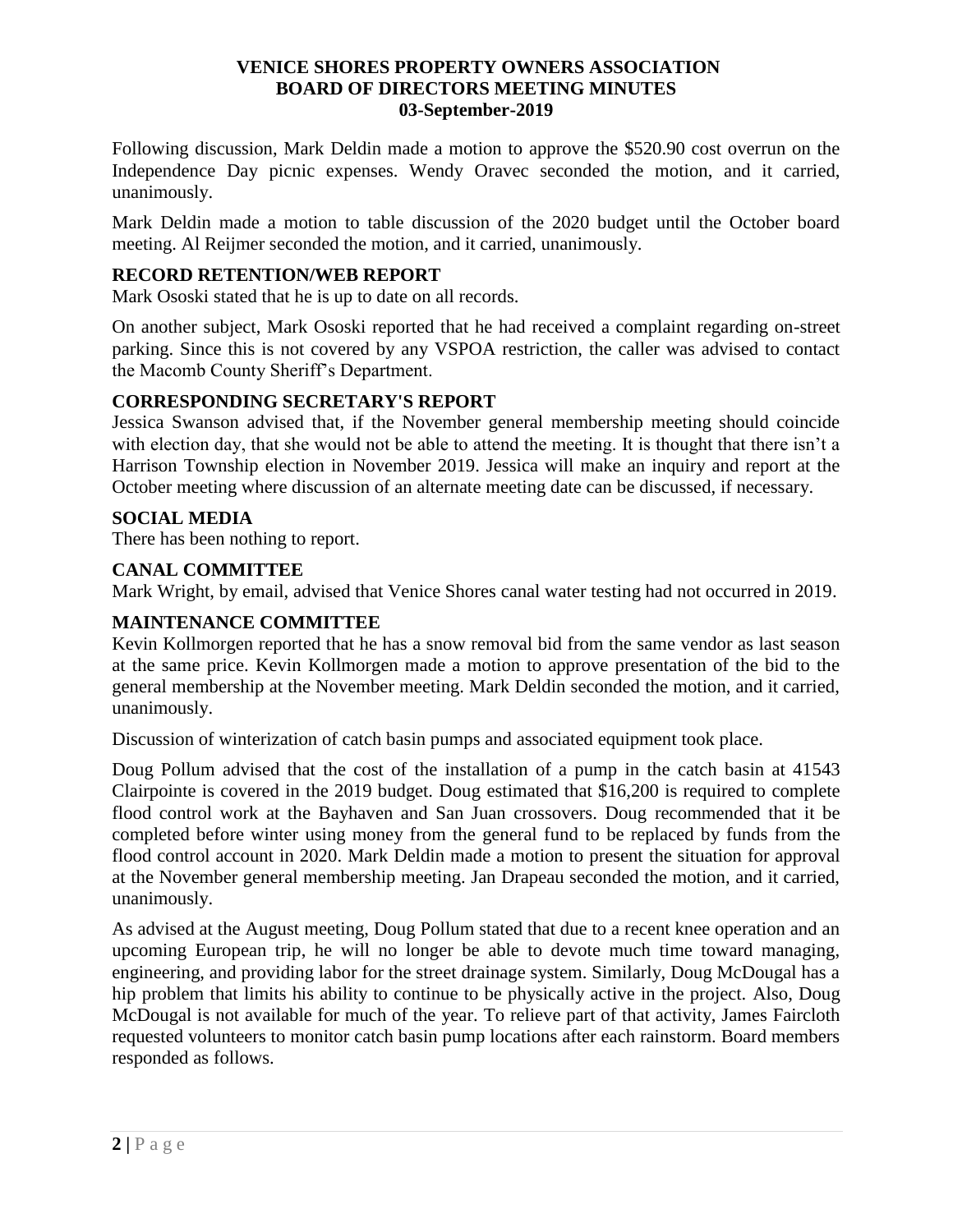# VENICE SHORES PROPERTY OWNERS ASSOCIATION
# BOARD OF DIRECTORS MEETING MINUTES
# 03-September-2019

Following discussion, Mark Deldin made a motion to approve the $520.90 cost overrun on the Independence Day picnic expenses. Wendy Oravec seconded the motion, and it carried, unanimously.

Mark Deldin made a motion to table discussion of the 2020 budget until the October board meeting. Al Reijmer seconded the motion, and it carried, unanimously.

### RECORD RETENTION/WEB REPORT

Mark Ososki stated that he is up to date on all records.

On another subject, Mark Ososki reported that he had received a complaint regarding on-street parking. Since this is not covered by any VSPOA restriction, the caller was advised to contact the Macomb County Sheriff's Department.

### CORRESPONDING SECRETARY'S REPORT

Jessica Swanson advised that, if the November general membership meeting should coincide with election day, that she would not be able to attend the meeting. It is thought that there isn't a Harrison Township election in November 2019. Jessica will make an inquiry and report at the October meeting where discussion of an alternate meeting date can be discussed, if necessary.

### SOCIAL MEDIA

There has been nothing to report.

### CANAL COMMITTEE

Mark Wright, by email, advised that Venice Shores canal water testing had not occurred in 2019.

### MAINTENANCE COMMITTEE

Kevin Kollmorgen reported that he has a snow removal bid from the same vendor as last season at the same price. Kevin Kollmorgen made a motion to approve presentation of the bid to the general membership at the November meeting. Mark Deldin seconded the motion, and it carried, unanimously.

Discussion of winterization of catch basin pumps and associated equipment took place.

Doug Pollum advised that the cost of the installation of a pump in the catch basin at 41543 Clairpointe is covered in the 2019 budget. Doug estimated that $16,200 is required to complete flood control work at the Bayhaven and San Juan crossovers. Doug recommended that it be completed before winter using money from the general fund to be replaced by funds from the flood control account in 2020. Mark Deldin made a motion to present the situation for approval at the November general membership meeting. Jan Drapeau seconded the motion, and it carried, unanimously.

As advised at the August meeting, Doug Pollum stated that due to a recent knee operation and an upcoming European trip, he will no longer be able to devote much time toward managing, engineering, and providing labor for the street drainage system. Similarly, Doug McDougal has a hip problem that limits his ability to continue to be physically active in the project. Also, Doug McDougal is not available for much of the year. To relieve part of that activity, James Faircloth requested volunteers to monitor catch basin pump locations after each rainstorm. Board members responded as follows.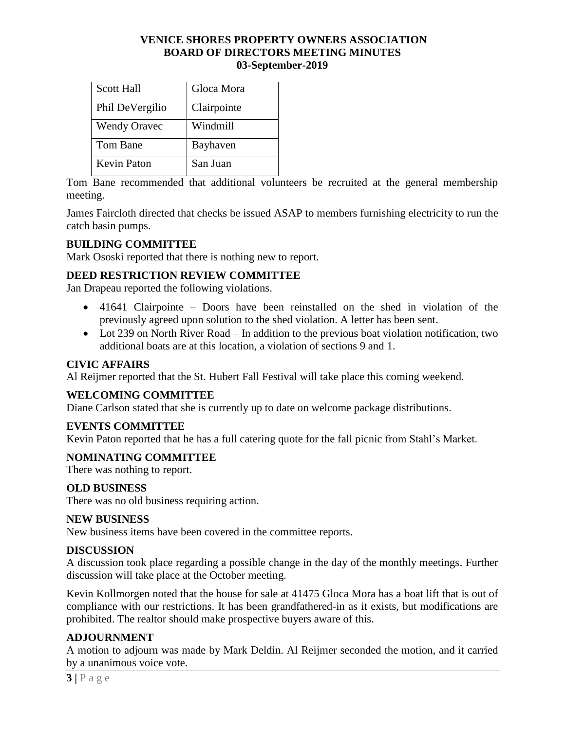# VENICE SHORES PROPERTY OWNERS ASSOCIATION
# BOARD OF DIRECTORS MEETING MINUTES
# 03-September-2019

| | |
|---|---|
| Scott Hall | Gloca Mora |
| Phil DeVergilio | Clairpointe |
| Wendy Oravec | Windmill |
| Tom Bane | Bayhaven |
| Kevin Paton | San Juan |

Tom Bane recommended that additional volunteers be recruited at the general membership meeting.

James Faircloth directed that checks be issued ASAP to members furnishing electricity to run the catch basin pumps.

### BUILDING COMMITTEE

Mark Ososki reported that there is nothing new to report.

### DEED RESTRICTION REVIEW COMMITTEE

Jan Drapeau reported the following violations.

- 41641 Clairpointe – Doors have been reinstalled on the shed in violation of the previously agreed upon solution to the shed violation. A letter has been sent.
- Lot 239 on North River Road – In addition to the previous boat violation notification, two additional boats are at this location, a violation of sections 9 and 1.

### CIVIC AFFAIRS

Al Reijmer reported that the St. Hubert Fall Festival will take place this coming weekend.

### WELCOMING COMMITTEE

Diane Carlson stated that she is currently up to date on welcome package distributions.

### EVENTS COMMITTEE

Kevin Paton reported that he has a full catering quote for the fall picnic from Stahl's Market.

### NOMINATING COMMITTEE

There was nothing to report.

### OLD BUSINESS

There was no old business requiring action.

### NEW BUSINESS

New business items have been covered in the committee reports.

### DISCUSSION

A discussion took place regarding a possible change in the day of the monthly meetings. Further discussion will take place at the October meeting.

Kevin Kollmorgen noted that the house for sale at 41475 Gloca Mora has a boat lift that is out of compliance with our restrictions. It has been grandfathered-in as it exists, but modifications are prohibited. The realtor should make prospective buyers aware of this.

### ADJOURNMENT

A motion to adjourn was made by Mark Deldin. Al Reijmer seconded the motion, and it carried by a unanimous voice vote.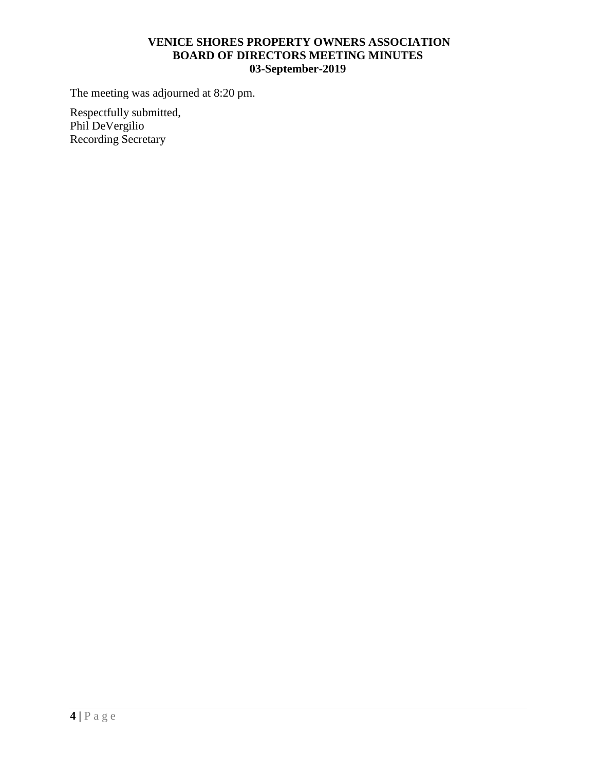The meeting was adjourned at 8:20 pm.

Respectfully submitted,
Phil DeVergilio
Recording Secretary